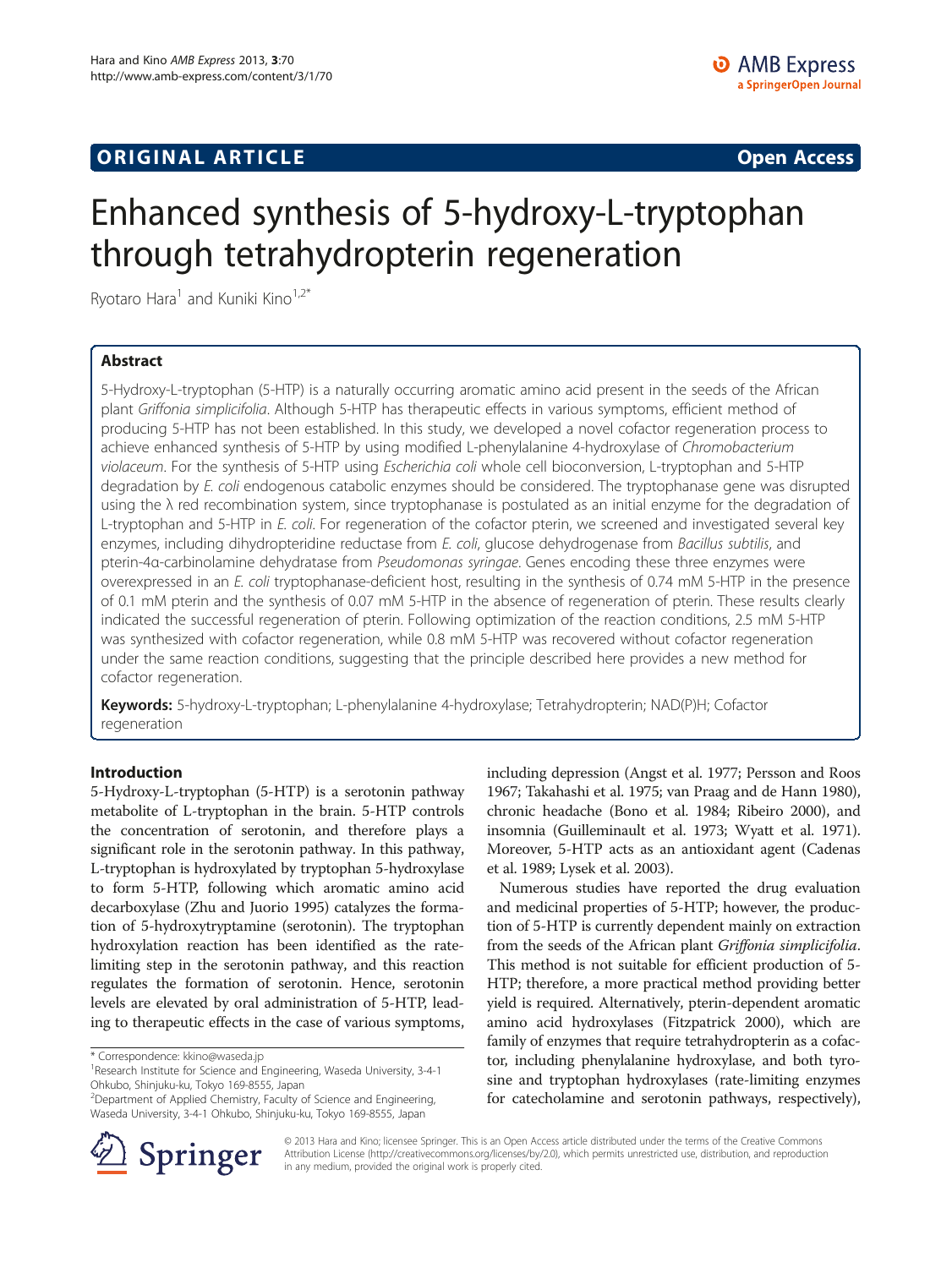**ORIGINAL ARTICLE** **Open Access**

# Enhanced synthesis of 5-hydroxy-L-tryptophan through tetrahydropterin regeneration

Ryotaro Hara[1] and Kuniki Kino[1,2*]

## Abstract

5-Hydroxy-L-tryptophan (5-HTP) is a naturally occurring aromatic amino acid present in the seeds of the African plant *Griffonia simplicifolia*. Although 5-HTP has therapeutic effects in various symptoms, efficient method of producing 5-HTP has not been established. In this study, we developed a novel cofactor regeneration process to achieve enhanced synthesis of 5-HTP by using modified L-phenylalanine 4-hydroxylase of *Chromobacterium violaceum*. For the synthesis of 5-HTP using *Escherichia coli* whole cell bioconversion, L-tryptophan and 5-HTP degradation by *E. coli* endogenous catabolic enzymes should be considered. The tryptophanase gene was disrupted using the λ red recombination system, since tryptophanase is postulated as an initial enzyme for the degradation of L-tryptophan and 5-HTP in *E. coli*. For regeneration of the cofactor pterin, we screened and investigated several key enzymes, including dihydropteridine reductase from *E. coli*, glucose dehydrogenase from *Bacillus subtilis*, and pterin-4α-carbinolamine dehydratase from *Pseudomonas syringae*. Genes encoding these three enzymes were overexpressed in an *E. coli* tryptophanase-deficient host, resulting in the synthesis of 0.74 mM 5-HTP in the presence of 0.1 mM pterin and the synthesis of 0.07 mM 5-HTP in the absence of regeneration of pterin. These results clearly indicated the successful regeneration of pterin. Following optimization of the reaction conditions, 2.5 mM 5-HTP was synthesized with cofactor regeneration, while 0.8 mM 5-HTP was recovered without cofactor regeneration under the same reaction conditions, suggesting that the principle described here provides a new method for cofactor regeneration.

**Keywords:** 5-hydroxy-L-tryptophan; L-phenylalanine 4-hydroxylase; Tetrahydropterin; NAD(P)H; Cofactor regeneration

## Introduction

5-Hydroxy-L-tryptophan (5-HTP) is a serotonin pathway metabolite of L-tryptophan in the brain. 5-HTP controls the concentration of serotonin, and therefore plays a significant role in the serotonin pathway. In this pathway, L-tryptophan is hydroxylated by tryptophan 5-hydroxylase to form 5-HTP, following which aromatic amino acid decarboxylase (Zhu and Juorio 1995) catalyzes the formation of 5-hydroxytryptamine (serotonin). The tryptophan hydroxylation reaction has been identified as the rate-limiting step in the serotonin pathway, and this reaction regulates the formation of serotonin. Hence, serotonin levels are elevated by oral administration of 5-HTP, leading to therapeutic effects in the case of various symptoms, including depression (Angst et al. 1977; Persson and Roos 1967; Takahashi et al. 1975; van Praag and de Hann 1980), chronic headache (Bono et al. 1984; Ribeiro 2000), and insomnia (Guilleminault et al. 1973; Wyatt et al. 1971). Moreover, 5-HTP acts as an antioxidant agent (Cadenas et al. 1989; Lysek et al. 2003).

Numerous studies have reported the drug evaluation and medicinal properties of 5-HTP; however, the production of 5-HTP is currently dependent mainly on extraction from the seeds of the African plant *Griffonia simplicifolia*. This method is not suitable for efficient production of 5-HTP; therefore, a more practical method providing better yield is required. Alternatively, pterin-dependent aromatic amino acid hydroxylases (Fitzpatrick 2000), which are family of enzymes that require tetrahydropterin as a cofactor, including phenylalanine hydroxylase, and both tyrosine and tryptophan hydroxylases (rate-limiting enzymes for catecholamine and serotonin pathways, respectively),

\* Correspondence: kkino@waseda.jp
[1]Research Institute for Science and Engineering, Waseda University, 3-4-1 Ohkubo, Shinjuku-ku, Tokyo 169-8555, Japan
[2]Department of Applied Chemistry, Faculty of Science and Engineering, Waseda University, 3-4-1 Ohkubo, Shinjuku-ku, Tokyo 169-8555, Japan

© 2013 Hara and Kino; licensee Springer. This is an Open Access article distributed under the terms of the Creative Commons Attribution License (http://creativecommons.org/licenses/by/2.0), which permits unrestricted use, distribution, and reproduction in any medium, provided the original work is properly cited.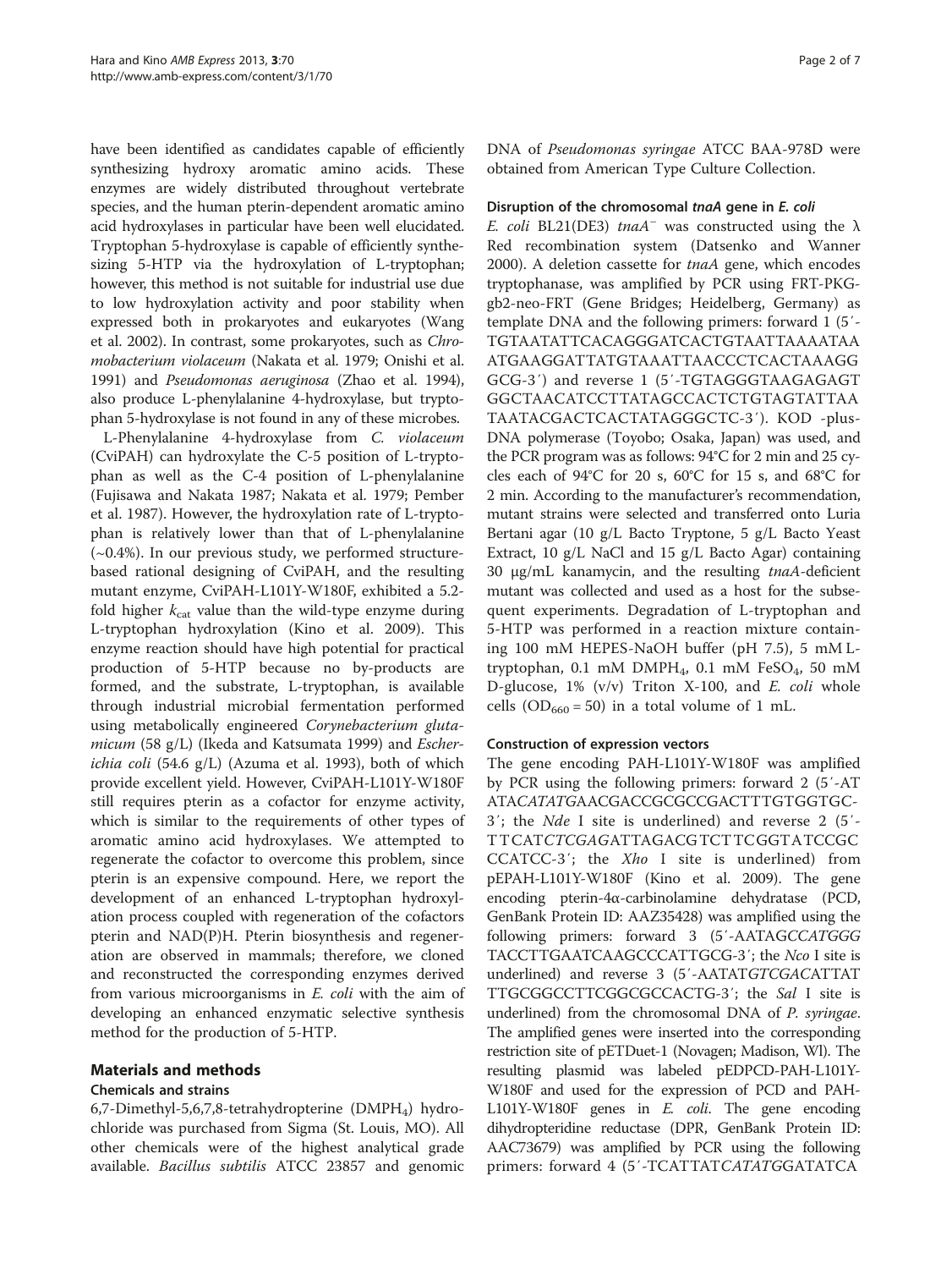have been identified as candidates capable of efficiently synthesizing hydroxy aromatic amino acids. These enzymes are widely distributed throughout vertebrate species, and the human pterin-dependent aromatic amino acid hydroxylases in particular have been well elucidated. Tryptophan 5-hydroxylase is capable of efficiently synthesizing 5-HTP via the hydroxylation of L-tryptophan; however, this method is not suitable for industrial use due to low hydroxylation activity and poor stability when expressed both in prokaryotes and eukaryotes (Wang et al. 2002). In contrast, some prokaryotes, such as *Chromobacterium violaceum* (Nakata et al. 1979; Onishi et al. 1991) and *Pseudomonas aeruginosa* (Zhao et al. 1994), also produce L-phenylalanine 4-hydroxylase, but tryptophan 5-hydroxylase is not found in any of these microbes.

L-Phenylalanine 4-hydroxylase from *C. violaceum* (CviPAH) can hydroxylate the C-5 position of L-tryptophan as well as the C-4 position of L-phenylalanine (Fujisawa and Nakata 1987; Nakata et al. 1979; Pember et al. 1987). However, the hydroxylation rate of L-tryptophan is relatively lower than that of L-phenylalanine (~0.4%). In our previous study, we performed structure-based rational designing of CviPAH, and the resulting mutant enzyme, CviPAH-L101Y-W180F, exhibited a 5.2-fold higher $k_{cat}$ value than the wild-type enzyme during L-tryptophan hydroxylation (Kino et al. 2009). This enzyme reaction should have high potential for practical production of 5-HTP because no by-products are formed, and the substrate, L-tryptophan, is available through industrial microbial fermentation performed using metabolically engineered *Corynebacterium glutamicum* (58 g/L) (Ikeda and Katsumata 1999) and *Escherichia coli* (54.6 g/L) (Azuma et al. 1993), both of which provide excellent yield. However, CviPAH-L101Y-W180F still requires pterin as a cofactor for enzyme activity, which is similar to the requirements of other types of aromatic amino acid hydroxylases. We attempted to regenerate the cofactor to overcome this problem, since pterin is an expensive compound. Here, we report the development of an enhanced L-tryptophan hydroxylation process coupled with regeneration of the cofactors pterin and NAD(P)H. Pterin biosynthesis and regeneration are observed in mammals; therefore, we cloned and reconstructed the corresponding enzymes derived from various microorganisms in *E. coli* with the aim of developing an enhanced enzymatic selective synthesis method for the production of 5-HTP.

## Materials and methods

### Chemicals and strains

6,7-Dimethyl-5,6,7,8-tetrahydropterine ($DMPH_4$) hydrochloride was purchased from Sigma (St. Louis, MO). All other chemicals were of the highest analytical grade available. *Bacillus subtilis* ATCC 23857 and genomic DNA of *Pseudomonas syringae* ATCC BAA-978D were obtained from American Type Culture Collection.

### Disruption of the chromosomal *tnaA* gene in *E. coli*

*E. coli* BL21(DE3) $tnaA^-$ was constructed using the λ Red recombination system (Datsenko and Wanner 2000). A deletion cassette for *tnaA* gene, which encodes tryptophanase, was amplified by PCR using FRT-PKG-gb2-neo-FRT (Gene Bridges; Heidelberg, Germany) as template DNA and the following primers: forward 1 (5′-TGTAATATTCACAGGGATCACTGTAATTAAAATAAATGAAGGATTATGTAATTAACCCTCACTAAAGGGCG-3′) and reverse 1 (5′-TGTAGGGTAAGAGAGTGGCTAACATCCTTATAGCCACTCTGTAGTATTAATAATACGACTCACTATAGGGCTC-3′). KOD -plus- DNA polymerase (Toyobo; Osaka, Japan) was used, and the PCR program was as follows: 94°C for 2 min and 25 cycles each of 94°C for 20 s, 60°C for 15 s, and 68°C for 2 min. According to the manufacturer's recommendation, mutant strains were selected and transferred onto Luria Bertani agar (10 g/L Bacto Tryptone, 5 g/L Bacto Yeast Extract, 10 g/L NaCl and 15 g/L Bacto Agar) containing 30 μg/mL kanamycin, and the resulting *tnaA*-deficient mutant was collected and used as a host for the subsequent experiments. Degradation of L-tryptophan and 5-HTP was performed in a reaction mixture containing 100 mM HEPES-NaOH buffer (pH 7.5), 5 mM L-tryptophan, 0.1 mM $DMPH_4$, 0.1 mM $FeSO_4$, 50 mM D-glucose, 1% (v/v) Triton X-100, and *E. coli* whole cells ($OD_{660}$ = 50) in a total volume of 1 mL.

### Construction of expression vectors

The gene encoding PAH-L101Y-W180F was amplified by PCR using the following primers: forward 2 (5′-ATATA*CATATG*AACGACCGCGCCGACTTTGTGGTGC-3′; the *Nde* I site is underlined) and reverse 2 (5′-TTCAT*CTCGAG*ATTAGACGTCTTCGGTATCCGCCCATCC-3′; the *Xho* I site is underlined) from pEPAH-L101Y-W180F (Kino et al. 2009). The gene encoding pterin-4α-carbinolamine dehydratase (PCD, GenBank Protein ID: AAZ35428) was amplified using the following primers: forward 3 (5′-AATAG*CCATGG*GTACCTTGAATCAAGCCCATTGCG-3′; the *Nco* I site is underlined) and reverse 3 (5′-AATAT*GTCGAC*ATTATTTGCGGCCTTCGGCGCCACTG-3′; the *Sal* I site is underlined) from the chromosomal DNA of *P. syringae*. The amplified genes were inserted into the corresponding restriction site of pETDuet-1 (Novagen; Madison, WI). The resulting plasmid was labeled pEDPCD-PAH-L101Y-W180F and used for the expression of PCD and PAH-L101Y-W180F genes in *E. coli*. The gene encoding dihydropteridine reductase (DPR, GenBank Protein ID: AAC73679) was amplified by PCR using the following primers: forward 4 (5′-TCATTAT*CATATG*GATATCA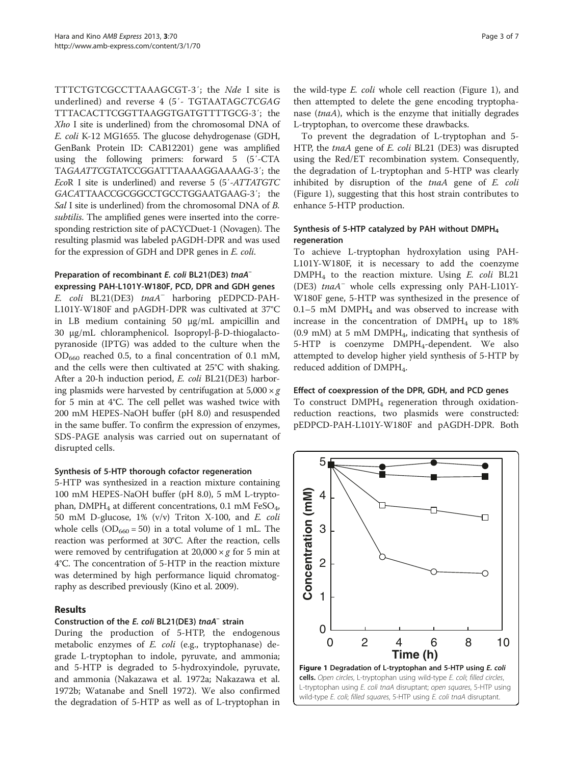TTTCTGTCGCCTTAAAGCGT-3′; the *Nde* I site is underlined) and reverse 4 (5′- TGTAATAG*CTCGAG*TTTACACTTCGGTTAAGGTGATGTTTTGCG-3′; the *Xho* I site is underlined) from the chromosomal DNA of *E. coli* K-12 MG1655. The glucose dehydrogenase (GDH, GenBank Protein ID: CAB12201) gene was amplified using the following primers: forward 5 (5′-CTATA*GAATTC*GTATCCGGATTTAAAAGGAAAAG-3′; the *Eco*R I site is underlined) and reverse 5 (5′-ATTATGTC*GACA*TTAACCGCGGCCTGCCTGGAATGAAG-3′; the *Sal* I site is underlined) from the chromosomal DNA of *B. subtilis*. The amplified genes were inserted into the corresponding restriction site of pACYCDuet-1 (Novagen). The resulting plasmid was labeled pAGDH-DPR and was used for the expression of GDH and DPR genes in *E. coli*.

#### Preparation of recombinant *E. coli* BL21(DE3) *tnaA*⁻ expressing PAH-L101Y-W180F, PCD, DPR and GDH genes

*E. coli* BL21(DE3) *tnaA*⁻ harboring pEDPCD-PAH-L101Y-W180F and pAGDH-DPR was cultivated at 37°C in LB medium containing 50 μg/mL ampicillin and 30 μg/mL chloramphenicol. Isopropyl-β-D-thiogalactopyranoside (IPTG) was added to the culture when the $OD_{660}$ reached 0.5, to a final concentration of 0.1 mM, and the cells were then cultivated at 25°C with shaking. After a 20-h induction period, *E. coli* BL21(DE3) harboring plasmids were harvested by centrifugation at $5,000 \times g$ for 5 min at 4°C. The cell pellet was washed twice with 200 mM HEPES-NaOH buffer (pH 8.0) and resuspended in the same buffer. To confirm the expression of enzymes, SDS-PAGE analysis was carried out on supernatant of disrupted cells.

#### Synthesis of 5-HTP thorough cofactor regeneration

5-HTP was synthesized in a reaction mixture containing 100 mM HEPES-NaOH buffer (pH 8.0), 5 mM L-tryptophan, $DMPH_4$ at different concentrations, 0.1 mM $FeSO_4$, 50 mM D-glucose, 1% (v/v) Triton X-100, and *E. coli* whole cells ($OD_{660} = 50$) in a total volume of 1 mL. The reaction was performed at 30°C. After the reaction, cells were removed by centrifugation at $20,000 \times g$ for 5 min at 4°C. The concentration of 5-HTP in the reaction mixture was determined by high performance liquid chromatography as described previously (Kino et al. 2009).

## Results

#### Construction of the *E. coli* BL21(DE3) *tnaA*⁻ strain

During the production of 5-HTP, the endogenous metabolic enzymes of *E. coli* (e.g., tryptophanase) degrade L-tryptophan to indole, pyruvate, and ammonia; and 5-HTP is degraded to 5-hydroxyindole, pyruvate, and ammonia (Nakazawa et al. 1972a; Nakazawa et al. 1972b; Watanabe and Snell 1972). We also confirmed the degradation of 5-HTP as well as of L-tryptophan in the wild-type *E. coli* whole cell reaction (Figure 1), and then attempted to delete the gene encoding tryptophanase (*tnaA*), which is the enzyme that initially degrades L-tryptophan, to overcome these drawbacks.

To prevent the degradation of L-tryptophan and 5-HTP, the *tnaA* gene of *E. coli* BL21 (DE3) was disrupted using the Red/ET recombination system. Consequently, the degradation of L-tryptophan and 5-HTP was clearly inhibited by disruption of the *tnaA* gene of *E. coli* (Figure 1), suggesting that this host strain contributes to enhance 5-HTP production.

#### Synthesis of 5-HTP catalyzed by PAH without $DMPH_4$ regeneration

To achieve L-tryptophan hydroxylation using PAH-L101Y-W180F, it is necessary to add the coenzyme $DMPH_4$ to the reaction mixture. Using *E. coli* BL21 (DE3) *tnaA*⁻ whole cells expressing only PAH-L101Y-W180F gene, 5-HTP was synthesized in the presence of 0.1–5 mM $DMPH_4$ and was observed to increase with increase in the concentration of $DMPH_4$ up to 18% (0.9 mM) at 5 mM $DMPH_4$, indicating that synthesis of 5-HTP is coenzyme $DMPH_4$-dependent. We also attempted to develop higher yield synthesis of 5-HTP by reduced addition of $DMPH_4$.

#### Effect of coexpression of the DPR, GDH, and PCD genes

To construct $DMPH_4$ regeneration through oxidation-reduction reactions, two plasmids were constructed: pEDPCD-PAH-L101Y-W180F and pAGDH-DPR. Both

**Figure 1 Degradation of L-tryptophan and 5-HTP using *E. coli* cells.** *Open circles, L-tryptophan using wild-type E. coli; filled circles, L-tryptophan using E. coli tnaA disruptant; open squares, 5-HTP using wild-type E. coli; filled squares, 5-HTP using E. coli tnaA disruptant.*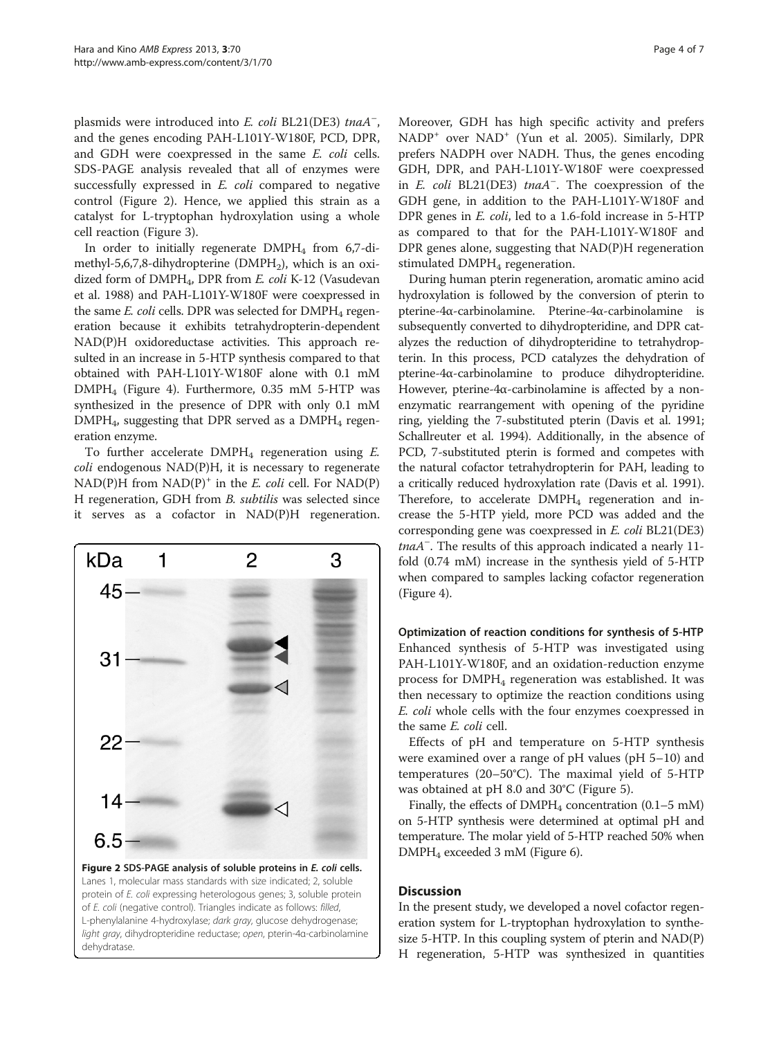plasmids were introduced into *E. coli* BL21(DE3) *tnaA*$^{-}$, and the genes encoding PAH-L101Y-W180F, PCD, DPR, and GDH were coexpressed in the same *E. coli* cells. SDS-PAGE analysis revealed that all of enzymes were successfully expressed in *E. coli* compared to negative control (Figure 2). Hence, we applied this strain as a catalyst for L-tryptophan hydroxylation using a whole cell reaction (Figure 3).

In order to initially regenerate $DMPH_4$ from 6,7-dimethyl-5,6,7,8-dihydropterine ($DMPH_2$), which is an oxidized form of $DMPH_4$, DPR from *E. coli* K-12 (Vasudevan et al. 1988) and PAH-L101Y-W180F were coexpressed in the same *E. coli* cells. DPR was selected for $DMPH_4$ regeneration because it exhibits tetrahydropterin-dependent NAD(P)H oxidoreductase activities. This approach resulted in an increase in 5-HTP synthesis compared to that obtained with PAH-L101Y-W180F alone with 0.1 mM $DMPH_4$ (Figure 4). Furthermore, 0.35 mM 5-HTP was synthesized in the presence of DPR with only 0.1 mM $DMPH_4$, suggesting that DPR served as a $DMPH_4$ regeneration enzyme.

To further accelerate $DMPH_4$ regeneration using *E. coli* endogenous NAD(P)H, it is necessary to regenerate NAD(P)H from NAD(P)$^{+}$ in the *E. coli* cell. For NAD(P)H regeneration, GDH from *B. subtilis* was selected since it serves as a cofactor in NAD(P)H regeneration. Moreover, GDH has high specific activity and prefers NADP$^{+}$ over NAD$^{+}$ (Yun et al. 2005). Similarly, DPR prefers NADPH over NADH. Thus, the genes encoding GDH, DPR, and PAH-L101Y-W180F were coexpressed in *E. coli* BL21(DE3) *tnaA*$^{-}$. The coexpression of the GDH gene, in addition to the PAH-L101Y-W180F and DPR genes in *E. coli*, led to a 1.6-fold increase in 5-HTP as compared to that for the PAH-L101Y-W180F and DPR genes alone, suggesting that NAD(P)H regeneration stimulated $DMPH_4$ regeneration.

During human pterin regeneration, aromatic amino acid hydroxylation is followed by the conversion of pterin to pterine-4α-carbinolamine. Pterine-4α-carbinolamine is subsequently converted to dihydropteridine, and DPR catalyzes the reduction of dihydropteridine to tetrahydropterin. In this process, PCD catalyzes the dehydration of pterine-4α-carbinolamine to produce dihydropteridine. However, pterine-4α-carbinolamine is affected by a non-enzymatic rearrangement with opening of the pyridine ring, yielding the 7-substituted pterin (Davis et al. 1991; Schallreuter et al. 1994). Additionally, in the absence of PCD, 7-substituted pterin is formed and competes with the natural cofactor tetrahydropterin for PAH, leading to a critically reduced hydroxylation rate (Davis et al. 1991). Therefore, to accelerate $DMPH_4$ regeneration and increase the 5-HTP yield, more PCD was added and the corresponding gene was coexpressed in *E. coli* BL21(DE3) *tnaA*$^{-}$. The results of this approach indicated a nearly 11-fold (0.74 mM) increase in the synthesis yield of 5-HTP when compared to samples lacking cofactor regeneration (Figure 4).

**Figure 2 SDS-PAGE analysis of soluble proteins in *E. coli* cells.** Lanes 1, molecular mass standards with size indicated; 2, soluble protein of *E. coli* expressing heterologous genes; 3, soluble protein of *E. coli* (negative control). Triangles indicate as follows: *filled*, L-phenylalanine 4-hydroxylase; *dark gray*, glucose dehydrogenase; *light gray*, dihydropteridine reductase; *open*, pterin-4α-carbinolamine dehydratase.

#### Optimization of reaction conditions for synthesis of 5-HTP

Enhanced synthesis of 5-HTP was investigated using PAH-L101Y-W180F, and an oxidation-reduction enzyme process for $DMPH_4$ regeneration was established. It was then necessary to optimize the reaction conditions using *E. coli* whole cells with the four enzymes coexpressed in the same *E. coli* cell.

Effects of pH and temperature on 5-HTP synthesis were examined over a range of pH values (pH 5–10) and temperatures (20–50°C). The maximal yield of 5-HTP was obtained at pH 8.0 and 30°C (Figure 5).

Finally, the effects of $DMPH_4$ concentration (0.1–5 mM) on 5-HTP synthesis were determined at optimal pH and temperature. The molar yield of 5-HTP reached 50% when $DMPH_4$ exceeded 3 mM (Figure 6).

## Discussion

In the present study, we developed a novel cofactor regeneration system for L-tryptophan hydroxylation to synthesize 5-HTP. In this coupling system of pterin and NAD(P)H regeneration, 5-HTP was synthesized in quantities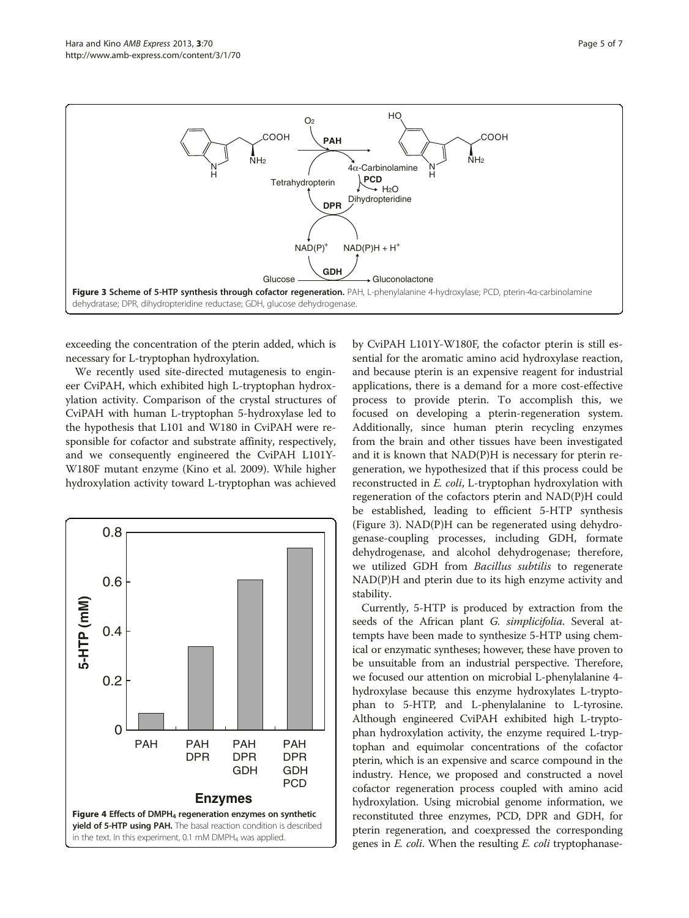Figure 3 Scheme of 5-HTP synthesis through cofactor regeneration. PAH, L-phenylalanine 4-hydroxylase; PCD, pterin-4α-carbinolamine dehydratase; DPR, dihydropteridine reductase; GDH, glucose dehydrogenase.

exceeding the concentration of the pterin added, which is necessary for L-tryptophan hydroxylation.

We recently used site-directed mutagenesis to engineer CviPAH, which exhibited high L-tryptophan hydroxylation activity. Comparison of the crystal structures of CviPAH with human L-tryptophan 5-hydroxylase led to the hypothesis that L101 and W180 in CviPAH were responsible for cofactor and substrate affinity, respectively, and we consequently engineered the CviPAH L101Y-W180F mutant enzyme (Kino et al. 2009). While higher hydroxylation activity toward L-tryptophan was achieved by CviPAH L101Y-W180F, the cofactor pterin is still essential for the aromatic amino acid hydroxylase reaction, and because pterin is an expensive reagent for industrial applications, there is a demand for a more cost-effective process to provide pterin. To accomplish this, we focused on developing a pterin-regeneration system. Additionally, since human pterin recycling enzymes from the brain and other tissues have been investigated and it is known that NAD(P)H is necessary for pterin regeneration, we hypothesized that if this process could be reconstructed in *E. coli*, L-tryptophan hydroxylation with regeneration of the cofactors pterin and NAD(P)H could be established, leading to efficient 5-HTP synthesis (Figure 3). NAD(P)H can be regenerated using dehydrogenase-coupling processes, including GDH, formate dehydrogenase, and alcohol dehydrogenase; therefore, we utilized GDH from *Bacillus subtilis* to regenerate NAD(P)H and pterin due to its high enzyme activity and stability.

Figure 4 Effects of $DMPH_4$ regeneration enzymes on synthetic yield of 5-HTP using PAH. The basal reaction condition is described in the text. In this experiment, 0.1 mM $DMPH_4$ was applied.

Currently, 5-HTP is produced by extraction from the seeds of the African plant *G. simplicifolia*. Several attempts have been made to synthesize 5-HTP using chemical or enzymatic syntheses; however, these have proven to be unsuitable from an industrial perspective. Therefore, we focused our attention on microbial L-phenylalanine 4-hydroxylase because this enzyme hydroxylates L-tryptophan to 5-HTP, and L-phenylalanine to L-tyrosine. Although engineered CviPAH exhibited high L-tryptophan hydroxylation activity, the enzyme required L-tryptophan and equimolar concentrations of the cofactor pterin, which is an expensive and scarce compound in the industry. Hence, we proposed and constructed a novel cofactor regeneration process coupled with amino acid hydroxylation. Using microbial genome information, we reconstituted three enzymes, PCD, DPR and GDH, for pterin regeneration, and coexpressed the corresponding genes in *E. coli*. When the resulting *E. coli* tryptophanase-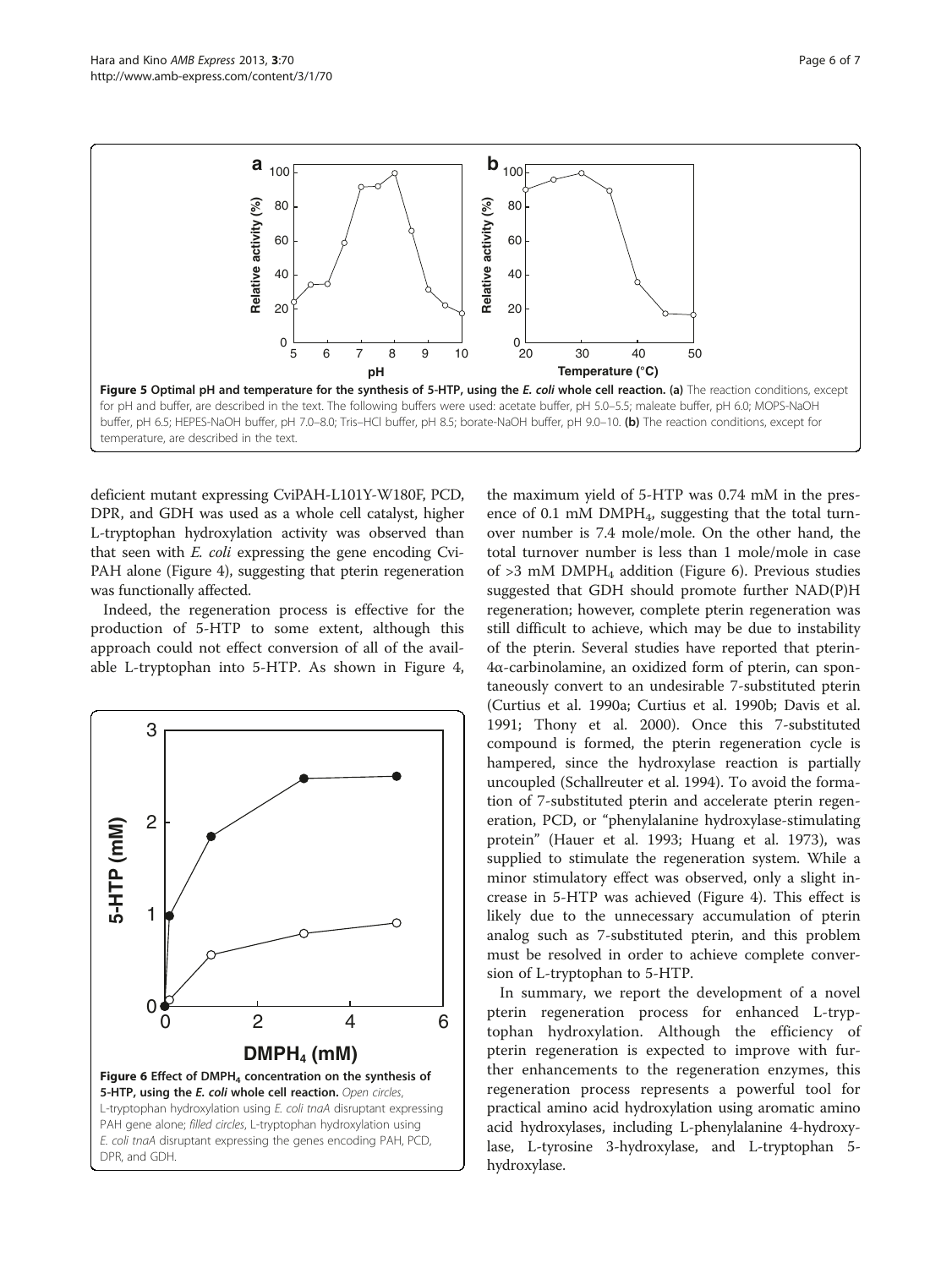**Figure 5 Optimal pH and temperature for the synthesis of 5-HTP, using the *E. coli* whole cell reaction.** **(a)** The reaction conditions, except for pH and buffer, are described in the text. The following buffers were used: acetate buffer, pH 5.0–5.5; maleate buffer, pH 6.0; MOPS-NaOH buffer, pH 6.5; HEPES-NaOH buffer, pH 7.0–8.0; Tris–HCl buffer, pH 8.5; borate-NaOH buffer, pH 9.0–10. **(b)** The reaction conditions, except for temperature, are described in the text.

deficient mutant expressing CviPAH-L101Y-W180F, PCD, DPR, and GDH was used as a whole cell catalyst, higher L-tryptophan hydroxylation activity was observed than that seen with *E. coli* expressing the gene encoding Cvi-PAH alone (Figure 4), suggesting that pterin regeneration was functionally affected.

Indeed, the regeneration process is effective for the production of 5-HTP to some extent, although this approach could not effect conversion of all of the available L-tryptophan into 5-HTP. As shown in Figure 4, the maximum yield of 5-HTP was 0.74 mM in the presence of 0.1 mM $DMPH_4$, suggesting that the total turnover number is 7.4 mole/mole. On the other hand, the total turnover number is less than 1 mole/mole in case of >3 mM $DMPH_4$ addition (Figure 6). Previous studies suggested that GDH should promote further NAD(P)H regeneration; however, complete pterin regeneration was still difficult to achieve, which may be due to instability of the pterin. Several studies have reported that pterin-4α-carbinolamine, an oxidized form of pterin, can spontaneously convert to an undesirable 7-substituted pterin (Curtius et al. 1990a; Curtius et al. 1990b; Davis et al. 1991; Thony et al. 2000). Once this 7-substituted compound is formed, the pterin regeneration cycle is hampered, since the hydroxylase reaction is partially uncoupled (Schallreuter et al. 1994). To avoid the formation of 7-substituted pterin and accelerate pterin regeneration, PCD, or "phenylalanine hydroxylase-stimulating protein" (Hauer et al. 1993; Huang et al. 1973), was supplied to stimulate the regeneration system. While a minor stimulatory effect was observed, only a slight increase in 5-HTP was achieved (Figure 4). This effect is likely due to the unnecessary accumulation of pterin analog such as 7-substituted pterin, and this problem must be resolved in order to achieve complete conversion of L-tryptophan to 5-HTP.

**Figure 6 Effect of $DMPH_4$ concentration on the synthesis of 5-HTP, using the *E. coli* whole cell reaction.** *Open circles*, L-tryptophan hydroxylation using *E. coli tnaA* disruptant expressing PAH gene alone; *filled circles*, L-tryptophan hydroxylation using *E. coli tnaA* disruptant expressing the genes encoding PAH, PCD, DPR, and GDH.

In summary, we report the development of a novel pterin regeneration process for enhanced L-tryptophan hydroxylation. Although the efficiency of pterin regeneration is expected to improve with further enhancements to the regeneration enzymes, this regeneration process represents a powerful tool for practical amino acid hydroxylation using aromatic amino acid hydroxylases, including L-phenylalanine 4-hydroxylase, L-tyrosine 3-hydroxylase, and L-tryptophan 5-hydroxylase.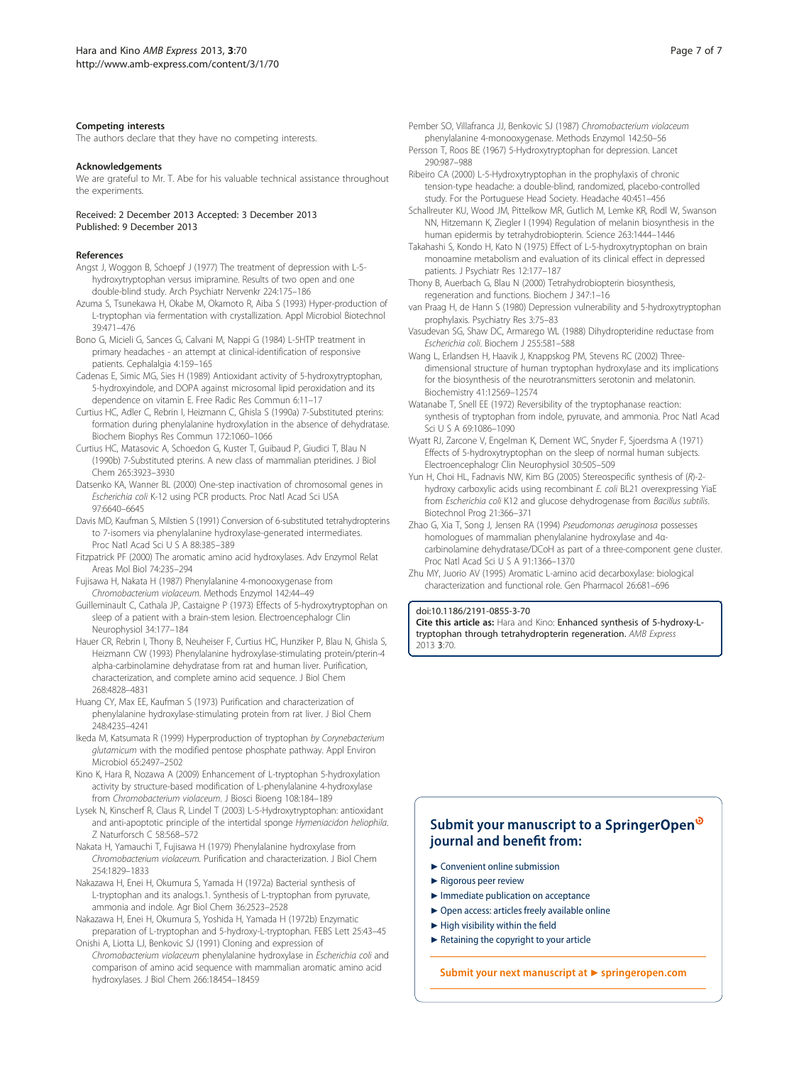**Competing interests**

The authors declare that they have no competing interests.

**Acknowledgements**

We are grateful to Mr. T. Abe for his valuable technical assistance throughout the experiments.

Received: 2 December 2013 Accepted: 3 December 2013
Published: 9 December 2013

**References**

Angst J, Woggon B, Schoepf J (1977) The treatment of depression with L-5-hydroxytryptophan versus imipramine. Results of two open and one double-blind study. Arch Psychiatr Nervenkr 224:175–186

Azuma S, Tsunekawa H, Okabe M, Okamoto R, Aiba S (1993) Hyper-production of L-tryptophan via fermentation with crystallization. Appl Microbiol Biotechnol 39:471–476

Bono G, Micieli G, Sances G, Calvani M, Nappi G (1984) L-5HTP treatment in primary headaches - an attempt at clinical-identification of responsive patients. Cephalalgia 4:159–165

Cadenas E, Simic MG, Sies H (1989) Antioxidant activity of 5-hydroxytryptophan, 5-hydroxyindole, and DOPA against microsomal lipid peroxidation and its dependence on vitamin E. Free Radic Res Commun 6:11–17

Curtius HC, Adler C, Rebrin I, Heizmann C, Ghisla S (1990a) 7-Substituted pterins: formation during phenylalanine hydroxylation in the absence of dehydratase. Biochem Biophys Res Commun 172:1060–1066

Curtius HC, Matasovic A, Schoedon G, Kuster T, Guibaud P, Giudici T, Blau N (1990b) 7-Substituted pterins. A new class of mammalian pteridines. J Biol Chem 265:3923–3930

Datsenko KA, Wanner BL (2000) One-step inactivation of chromosomal genes in *Escherichia coli* K-12 using PCR products. Proc Natl Acad Sci USA 97:6640–6645

Davis MD, Kaufman S, Milstien S (1991) Conversion of 6-substituted tetrahydropterins to 7-isomers via phenylalanine hydroxylase-generated intermediates. Proc Natl Acad Sci U S A 88:385–389

Fitzpatrick PF (2000) The aromatic amino acid hydroxylases. Adv Enzymol Relat Areas Mol Biol 74:235–294

Fujisawa H, Nakata H (1987) Phenylalanine 4-monooxygenase from *Chromobacterium violaceum*. Methods Enzymol 142:44–49

Guilleminault C, Cathala JP, Castaigne P (1973) Effects of 5-hydroxytryptophan on sleep of a patient with a brain-stem lesion. Electroencephalogr Clin Neurophysiol 34:177–184

Hauer CR, Rebrin I, Thony B, Neuheiser F, Curtius HC, Hunziker P, Blau N, Ghisla S, Heizmann CW (1993) Phenylalanine hydroxylase-stimulating protein/pterin-4 alpha-carbinolamine dehydratase from rat and human liver. Purification, characterization, and complete amino acid sequence. J Biol Chem 268:4828–4831

Huang CY, Max EE, Kaufman S (1973) Purification and characterization of phenylalanine hydroxylase-stimulating protein from rat liver. J Biol Chem 248:4235–4241

Ikeda M, Katsumata R (1999) Hyperproduction of tryptophan *by Corynebacterium glutamicum* with the modified pentose phosphate pathway. Appl Environ Microbiol 65:2497–2502

Kino K, Hara R, Nozawa A (2009) Enhancement of L-tryptophan 5-hydroxylation activity by structure-based modification of L-phenylalanine 4-hydroxylase from *Chromobacterium violaceum*. J Biosci Bioeng 108:184–189

Lysek N, Kinscherf R, Claus R, Lindel T (2003) L-5-Hydroxytryptophan: antioxidant and anti-apoptotic principle of the intertidal sponge *Hymeniacidon heliophila*. Z Naturforsch C 58:568–572

Nakata H, Yamauchi T, Fujisawa H (1979) Phenylalanine hydroxylase from *Chromobacterium violaceum*. Purification and characterization. J Biol Chem 254:1829–1833

Nakazawa H, Enei H, Okumura S, Yamada H (1972a) Bacterial synthesis of L-tryptophan and its analogs.1. Synthesis of L-tryptophan from pyruvate, ammonia and indole. Agr Biol Chem 36:2523–2528

Nakazawa H, Enei H, Okumura S, Yoshida H, Yamada H (1972b) Enzymatic preparation of L-tryptophan and 5-hydroxy-L-tryptophan. FEBS Lett 25:43–45

Onishi A, Liotta LJ, Benkovic SJ (1991) Cloning and expression of *Chromobacterium violaceum* phenylalanine hydroxylase in *Escherichia coli* and comparison of amino acid sequence with mammalian aromatic amino acid hydroxylases. J Biol Chem 266:18454–18459

Pember SO, Villafranca JJ, Benkovic SJ (1987) *Chromobacterium violaceum* phenylalanine 4-monooxygenase. Methods Enzymol 142:50–56

Persson T, Roos BE (1967) 5-Hydroxytryptophan for depression. Lancet 290:987–988

Ribeiro CA (2000) L-5-Hydroxytryptophan in the prophylaxis of chronic tension-type headache: a double-blind, randomized, placebo-controlled study. For the Portuguese Head Society. Headache 40:451–456

Schallreuter KU, Wood JM, Pittelkow MR, Gutlich M, Lemke KR, Rodl W, Swanson NN, Hitzemann K, Ziegler I (1994) Regulation of melanin biosynthesis in the human epidermis by tetrahydrobiopterin. Science 263:1444–1446

Takahashi S, Kondo H, Kato N (1975) Effect of L-5-hydroxytryptophan on brain monoamine metabolism and evaluation of its clinical effect in depressed patients. J Psychiatr Res 12:177–187

Thony B, Auerbach G, Blau N (2000) Tetrahydrobiopterin biosynthesis, regeneration and functions. Biochem J 347:1–16

van Praag H, de Hann S (1980) Depression vulnerability and 5-hydroxytryptophan prophylaxis. Psychiatry Res 3:75–83

Vasudevan SG, Shaw DC, Armarego WL (1988) Dihydropteridine reductase from *Escherichia coli*. Biochem J 255:581–588

Wang L, Erlandsen H, Haavik J, Knappskog PM, Stevens RC (2002) Three-dimensional structure of human tryptophan hydroxylase and its implications for the biosynthesis of the neurotransmitters serotonin and melatonin. Biochemistry 41:12569–12574

Watanabe T, Snell EE (1972) Reversibility of the tryptophanase reaction: synthesis of tryptophan from indole, pyruvate, and ammonia. Proc Natl Acad Sci U S A 69:1086–1090

Wyatt RJ, Zarcone V, Engelman K, Dement WC, Snyder F, Sjoerdsma A (1971) Effects of 5-hydroxytryptophan on the sleep of normal human subjects. Electroencephalogr Clin Neurophysiol 30:505–509

Yun H, Choi HL, Fadnavis NW, Kim BG (2005) Stereospecific synthesis of (*R*)-2-hydroxy carboxylic acids using recombinant *E. coli* BL21 overexpressing YiaE from *Escherichia coli* K12 and glucose dehydrogenase from *Bacillus subtilis*. Biotechnol Prog 21:366–371

Zhao G, Xia T, Song J, Jensen RA (1994) *Pseudomonas aeruginosa* possesses homologues of mammalian phenylalanine hydroxylase and 4α-carbinolamine dehydratase/DCoH as part of a three-component gene cluster. Proc Natl Acad Sci U S A 91:1366–1370

Zhu MY, Juorio AV (1995) Aromatic L-amino acid decarboxylase: biological characterization and functional role. Gen Pharmacol 26:681–696

doi:10.1186/2191-0855-3-70

**Cite this article as:** Hara and Kino: Enhanced synthesis of 5-hydroxy-L-tryptophan through tetrahydropterin regeneration. *AMB Express* 2013 **3**:70.

**Submit your manuscript to a SpringerOpen journal and benefit from:**

- ► Convenient online submission
- ► Rigorous peer review
- ► Immediate publication on acceptance
- ► Open access: articles freely available online
- ► High visibility within the field
- ► Retaining the copyright to your article

**Submit your next manuscript at ► springeropen.com**